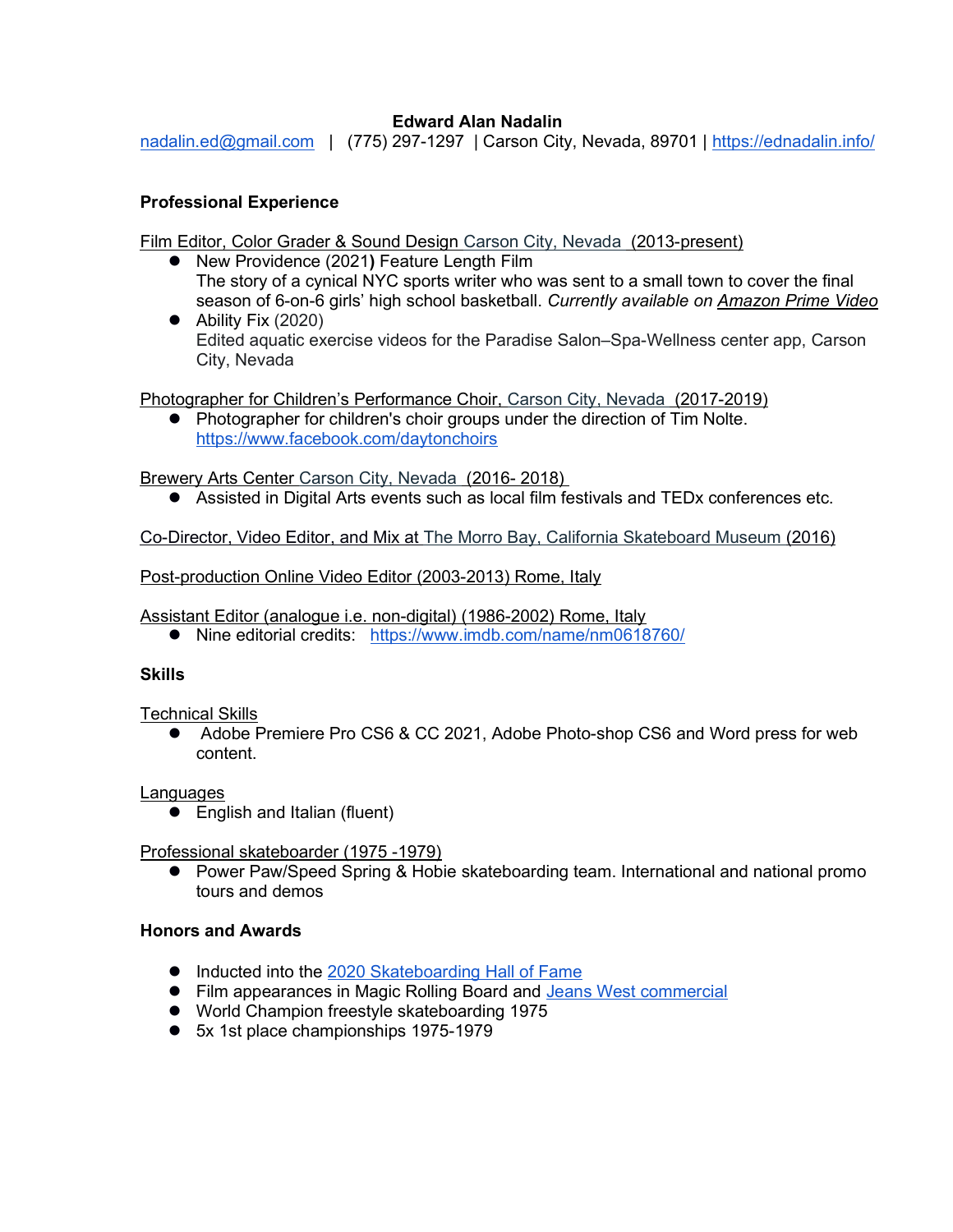**Edward Alan Nadalin**

nadalin.ed@gmail.com | (775) 297-1297 | Carson City, Nevada, 89701 | https://ednadalin.info/

## Professional Experience

Film Editor, Color Grader & Sound Design Carson City, Nevada (2013-present)

- New Providence (2021**)** Feature Length Film
  The story of a cynical NYC sports writer who was sent to a small town to cover the final season of 6-on-6 girls' high school basketball. *Currently available on* Amazon Prime Video
- Ability Fix (2020)
  Edited aquatic exercise videos for the Paradise Salon–Spa-Wellness center app, Carson City, Nevada

Photographer for Children's Performance Choir, Carson City, Nevada (2017-2019)

- Photographer for children's choir groups under the direction of Tim Nolte.
  https://www.facebook.com/daytonchoirs

Brewery Arts Center Carson City, Nevada (2016- 2018)

- Assisted in Digital Arts events such as local film festivals and TEDx conferences etc.

Co-Director, Video Editor, and Mix at The Morro Bay, California Skateboard Museum (2016)

Post-production Online Video Editor (2003-2013) Rome, Italy

Assistant Editor (analogue i.e. non-digital) (1986-2002) Rome, Italy

- Nine editorial credits: https://www.imdb.com/name/nm0618760/

## Skills

Technical Skills

- Adobe Premiere Pro CS6 & CC 2021, Adobe Photo-shop CS6 and Word press for web content.

Languages

- English and Italian (fluent)

Professional skateboarder (1975 -1979)

- Power Paw/Speed Spring & Hobie skateboarding team. International and national promo tours and demos

## Honors and Awards

- Inducted into the 2020 Skateboarding Hall of Fame
- Film appearances in Magic Rolling Board and Jeans West commercial
- World Champion freestyle skateboarding 1975
- 5x 1st place championships 1975-1979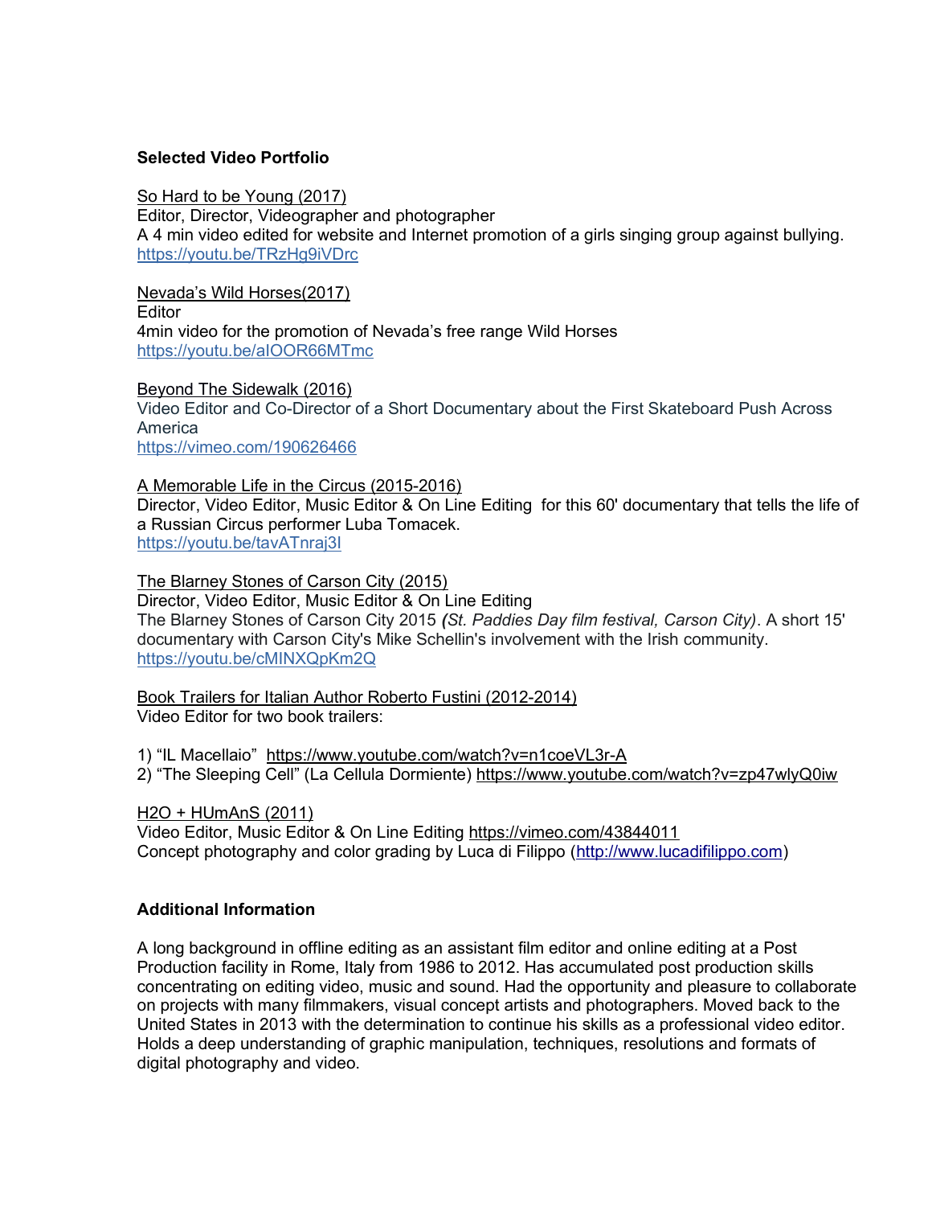**Selected Video Portfolio**

So Hard to be Young (2017)
Editor, Director, Videographer and photographer
A 4 min video edited for website and Internet promotion of a girls singing group against bullying.
https://youtu.be/TRzHg9iVDrc

Nevada's Wild Horses(2017)
Editor
4min video for the promotion of Nevada's free range Wild Horses
https://youtu.be/aIOOR66MTmc

Beyond The Sidewalk (2016)
Video Editor and Co-Director of a Short Documentary about the First Skateboard Push Across America
https://vimeo.com/190626466

A Memorable Life in the Circus (2015-2016)
Director, Video Editor, Music Editor & On Line Editing for this 60' documentary that tells the life of a Russian Circus performer Luba Tomacek.
https://youtu.be/tavATnraj3I

The Blarney Stones of Carson City (2015)
Director, Video Editor, Music Editor & On Line Editing
The Blarney Stones of Carson City 2015 ***(****St. Paddies Day film festival, Carson City****)***. A short 15' documentary with Carson City's Mike Schellin's involvement with the Irish community.
https://youtu.be/cMINXQpKm2Q

Book Trailers for Italian Author Roberto Fustini (2012-2014)
Video Editor for two book trailers:

1) "IL Macellaio" https://www.youtube.com/watch?v=n1coeVL3r-A
2) "The Sleeping Cell" (La Cellula Dormiente) https://www.youtube.com/watch?v=zp47wlyQ0iw

H2O + HUmAnS (2011)
Video Editor, Music Editor & On Line Editing https://vimeo.com/43844011
Concept photography and color grading by Luca di Filippo (http://www.lucadifilippo.com)

**Additional Information**

A long background in offline editing as an assistant film editor and online editing at a Post Production facility in Rome, Italy from 1986 to 2012. Has accumulated post production skills concentrating on editing video, music and sound. Had the opportunity and pleasure to collaborate on projects with many filmmakers, visual concept artists and photographers. Moved back to the United States in 2013 with the determination to continue his skills as a professional video editor. Holds a deep understanding of graphic manipulation, techniques, resolutions and formats of digital photography and video.